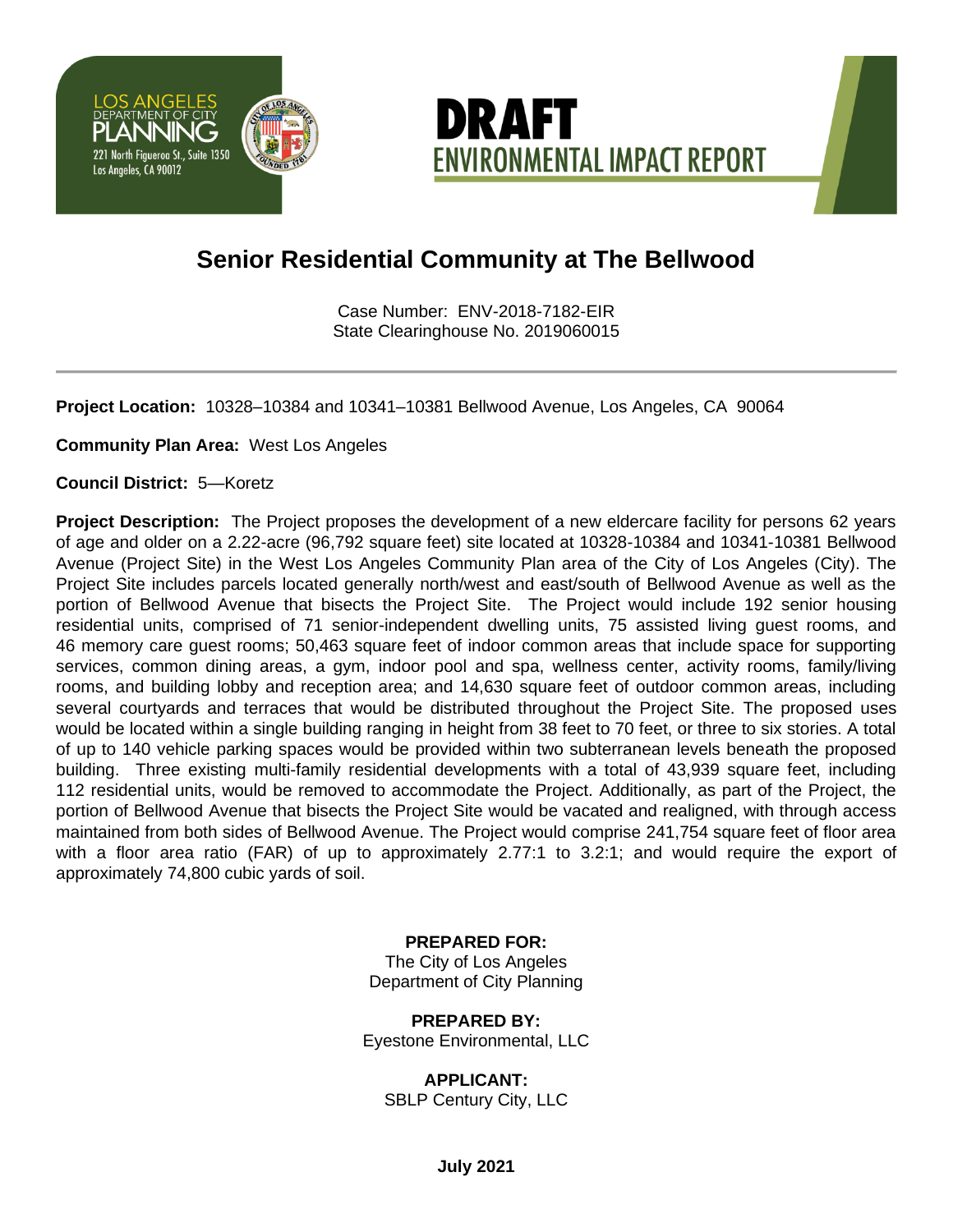LOS ANGELES DEPARTMENT OF CITY PLANNING
221 North Figueroa St., Suite 1350
Los Angeles, CA 90012

# DRAFT ENVIRONMENTAL IMPACT REPORT

## Senior Residential Community at The Bellwood

Case Number: ENV-2018-7182-EIR
State Clearinghouse No. 2019060015

---

**Project Location:** 10328–10384 and 10341–10381 Bellwood Avenue, Los Angeles, CA 90064

**Community Plan Area:** West Los Angeles

**Council District:** 5—Koretz

**Project Description:** The Project proposes the development of a new eldercare facility for persons 62 years of age and older on a 2.22-acre (96,792 square feet) site located at 10328-10384 and 10341-10381 Bellwood Avenue (Project Site) in the West Los Angeles Community Plan area of the City of Los Angeles (City). The Project Site includes parcels located generally north/west and east/south of Bellwood Avenue as well as the portion of Bellwood Avenue that bisects the Project Site. The Project would include 192 senior housing residential units, comprised of 71 senior-independent dwelling units, 75 assisted living guest rooms, and 46 memory care guest rooms; 50,463 square feet of indoor common areas that include space for supporting services, common dining areas, a gym, indoor pool and spa, wellness center, activity rooms, family/living rooms, and building lobby and reception area; and 14,630 square feet of outdoor common areas, including several courtyards and terraces that would be distributed throughout the Project Site. The proposed uses would be located within a single building ranging in height from 38 feet to 70 feet, or three to six stories. A total of up to 140 vehicle parking spaces would be provided within two subterranean levels beneath the proposed building. Three existing multi-family residential developments with a total of 43,939 square feet, including 112 residential units, would be removed to accommodate the Project. Additionally, as part of the Project, the portion of Bellwood Avenue that bisects the Project Site would be vacated and realigned, with through access maintained from both sides of Bellwood Avenue. The Project would comprise 241,754 square feet of floor area with a floor area ratio (FAR) of up to approximately 2.77:1 to 3.2:1; and would require the export of approximately 74,800 cubic yards of soil.

**PREPARED FOR:**
The City of Los Angeles
Department of City Planning

**PREPARED BY:**
Eyestone Environmental, LLC

**APPLICANT:**
SBLP Century City, LLC

**July 2021**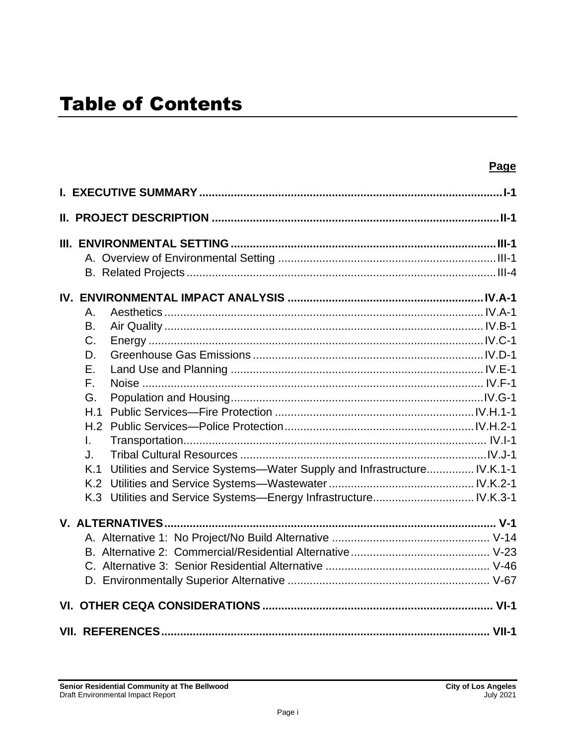# Table of Contents

| | Page |
|---|---|
| **I. EXECUTIVE SUMMARY** | **I-1** |
| **II. PROJECT DESCRIPTION** | **II-1** |
| **III. ENVIRONMENTAL SETTING** | **III-1** |
| A. Overview of Environmental Setting | III-1 |
| B. Related Projects | III-4 |
| **IV. ENVIRONMENTAL IMPACT ANALYSIS** | **IV.A-1** |
| A. Aesthetics | IV.A-1 |
| B. Air Quality | IV.B-1 |
| C. Energy | IV.C-1 |
| D. Greenhouse Gas Emissions | IV.D-1 |
| E. Land Use and Planning | IV.E-1 |
| F. Noise | IV.F-1 |
| G. Population and Housing | IV.G-1 |
| H.1 Public Services—Fire Protection | IV.H.1-1 |
| H.2 Public Services—Police Protection | IV.H.2-1 |
| I. Transportation | IV.I-1 |
| J. Tribal Cultural Resources | IV.J-1 |
| K.1 Utilities and Service Systems—Water Supply and Infrastructure | IV.K.1-1 |
| K.2 Utilities and Service Systems—Wastewater | IV.K.2-1 |
| K.3 Utilities and Service Systems—Energy Infrastructure | IV.K.3-1 |
| **V. ALTERNATIVES** | **V-1** |
| A. Alternative 1: No Project/No Build Alternative | V-14 |
| B. Alternative 2: Commercial/Residential Alternative | V-23 |
| C. Alternative 3: Senior Residential Alternative | V-46 |
| D. Environmentally Superior Alternative | V-67 |
| **VI. OTHER CEQA CONSIDERATIONS** | **VI-1** |
| **VII. REFERENCES** | **VII-1** |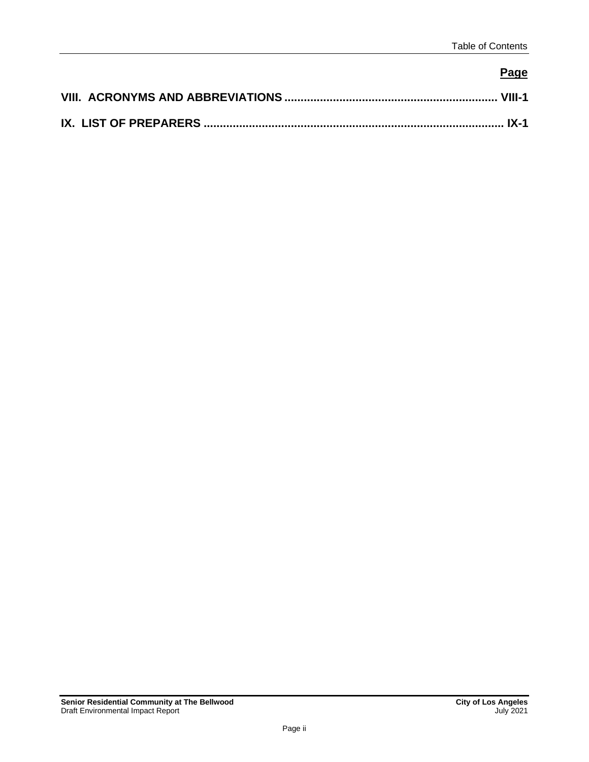**Page**

**VIII. ACRONYMS AND ABBREVIATIONS ................................................................ VIII-1**

**IX. LIST OF PREPARERS ........................................................................................ IX-1**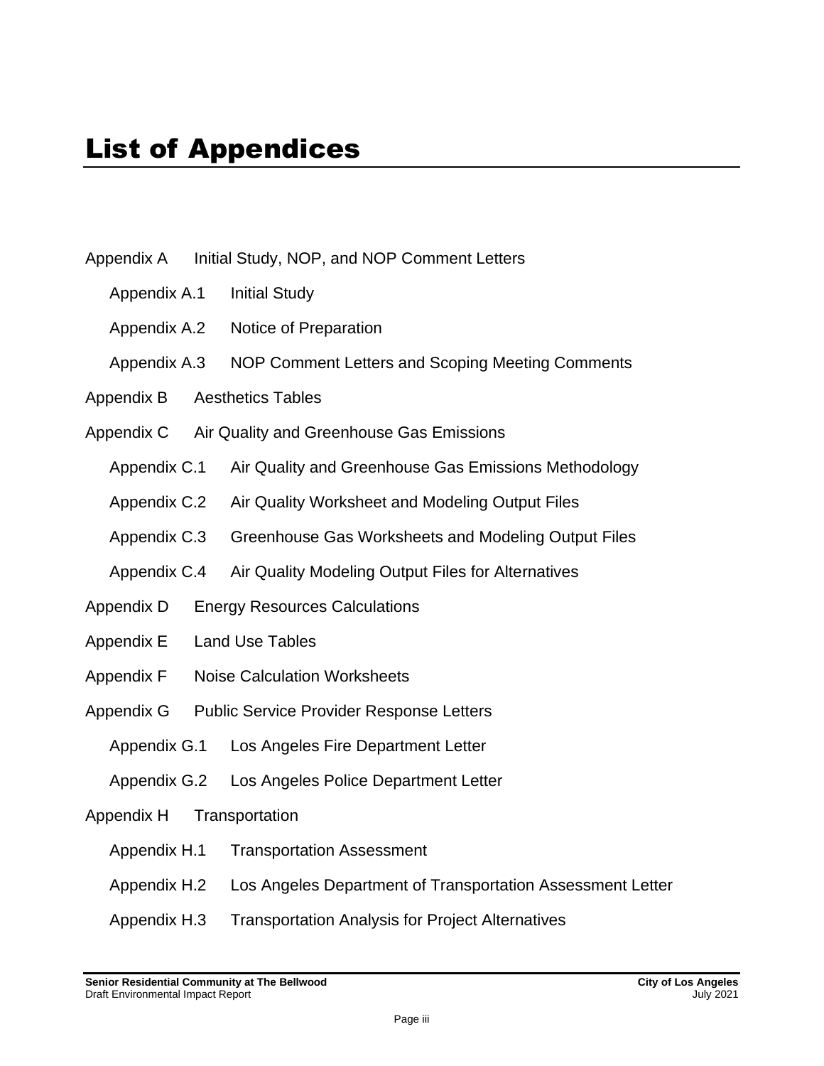# List of Appendices

Appendix A Initial Study, NOP, and NOP Comment Letters

- Appendix A.1 Initial Study
- Appendix A.2 Notice of Preparation
- Appendix A.3 NOP Comment Letters and Scoping Meeting Comments

Appendix B Aesthetics Tables

Appendix C Air Quality and Greenhouse Gas Emissions

- Appendix C.1 Air Quality and Greenhouse Gas Emissions Methodology
- Appendix C.2 Air Quality Worksheet and Modeling Output Files
- Appendix C.3 Greenhouse Gas Worksheets and Modeling Output Files
- Appendix C.4 Air Quality Modeling Output Files for Alternatives

Appendix D Energy Resources Calculations

Appendix E Land Use Tables

Appendix F Noise Calculation Worksheets

Appendix G Public Service Provider Response Letters

- Appendix G.1 Los Angeles Fire Department Letter
- Appendix G.2 Los Angeles Police Department Letter

Appendix H Transportation

- Appendix H.1 Transportation Assessment
- Appendix H.2 Los Angeles Department of Transportation Assessment Letter
- Appendix H.3 Transportation Analysis for Project Alternatives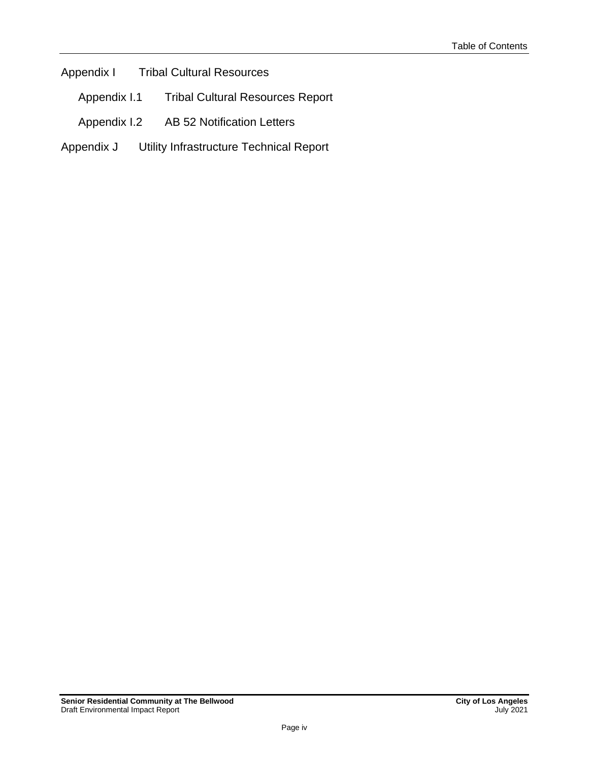Appendix I Tribal Cultural Resources

- Appendix I.1 Tribal Cultural Resources Report
- Appendix I.2 AB 52 Notification Letters

Appendix J Utility Infrastructure Technical Report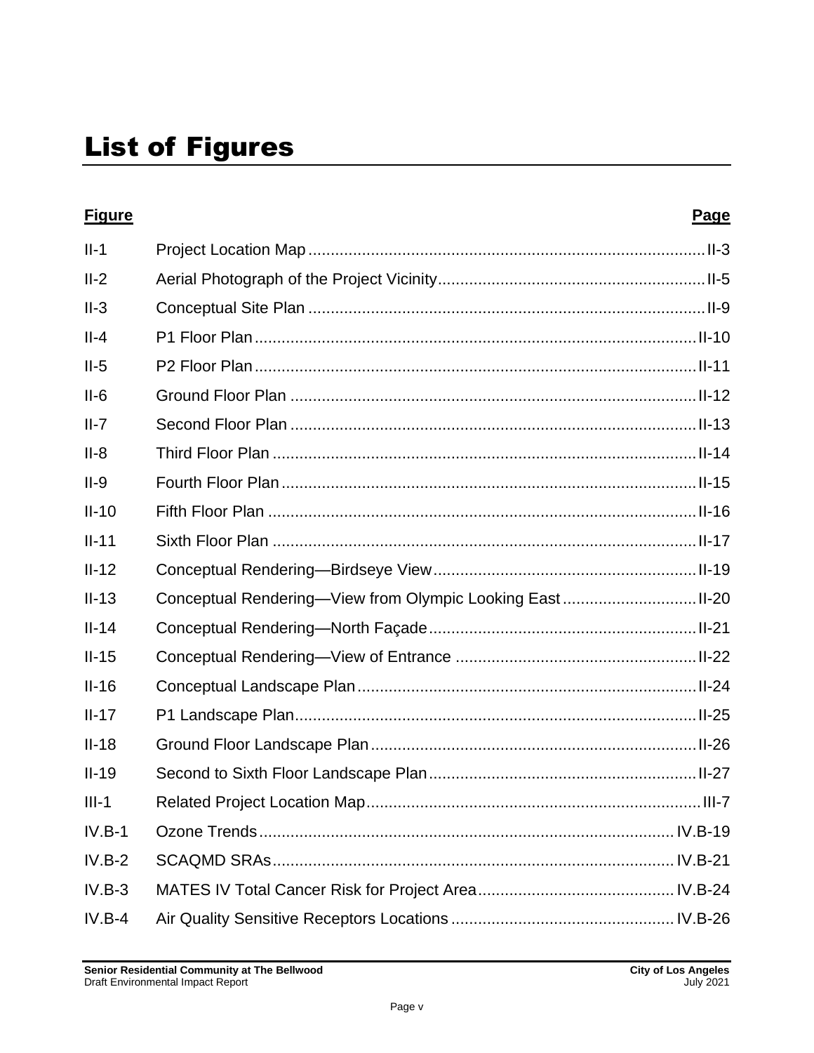# List of Figures

| Figure | | Page |
|---|---|---|
| II-1 | Project Location Map | II-3 |
| II-2 | Aerial Photograph of the Project Vicinity | II-5 |
| II-3 | Conceptual Site Plan | II-9 |
| II-4 | P1 Floor Plan | II-10 |
| II-5 | P2 Floor Plan | II-11 |
| II-6 | Ground Floor Plan | II-12 |
| II-7 | Second Floor Plan | II-13 |
| II-8 | Third Floor Plan | II-14 |
| II-9 | Fourth Floor Plan | II-15 |
| II-10 | Fifth Floor Plan | II-16 |
| II-11 | Sixth Floor Plan | II-17 |
| II-12 | Conceptual Rendering—Birdseye View | II-19 |
| II-13 | Conceptual Rendering—View from Olympic Looking East | II-20 |
| II-14 | Conceptual Rendering—North Façade | II-21 |
| II-15 | Conceptual Rendering—View of Entrance | II-22 |
| II-16 | Conceptual Landscape Plan | II-24 |
| II-17 | P1 Landscape Plan | II-25 |
| II-18 | Ground Floor Landscape Plan | II-26 |
| II-19 | Second to Sixth Floor Landscape Plan | II-27 |
| III-1 | Related Project Location Map | III-7 |
| IV.B-1 | Ozone Trends | IV.B-19 |
| IV.B-2 | SCAQMD SRAs | IV.B-21 |
| IV.B-3 | MATES IV Total Cancer Risk for Project Area | IV.B-24 |
| IV.B-4 | Air Quality Sensitive Receptors Locations | IV.B-26 |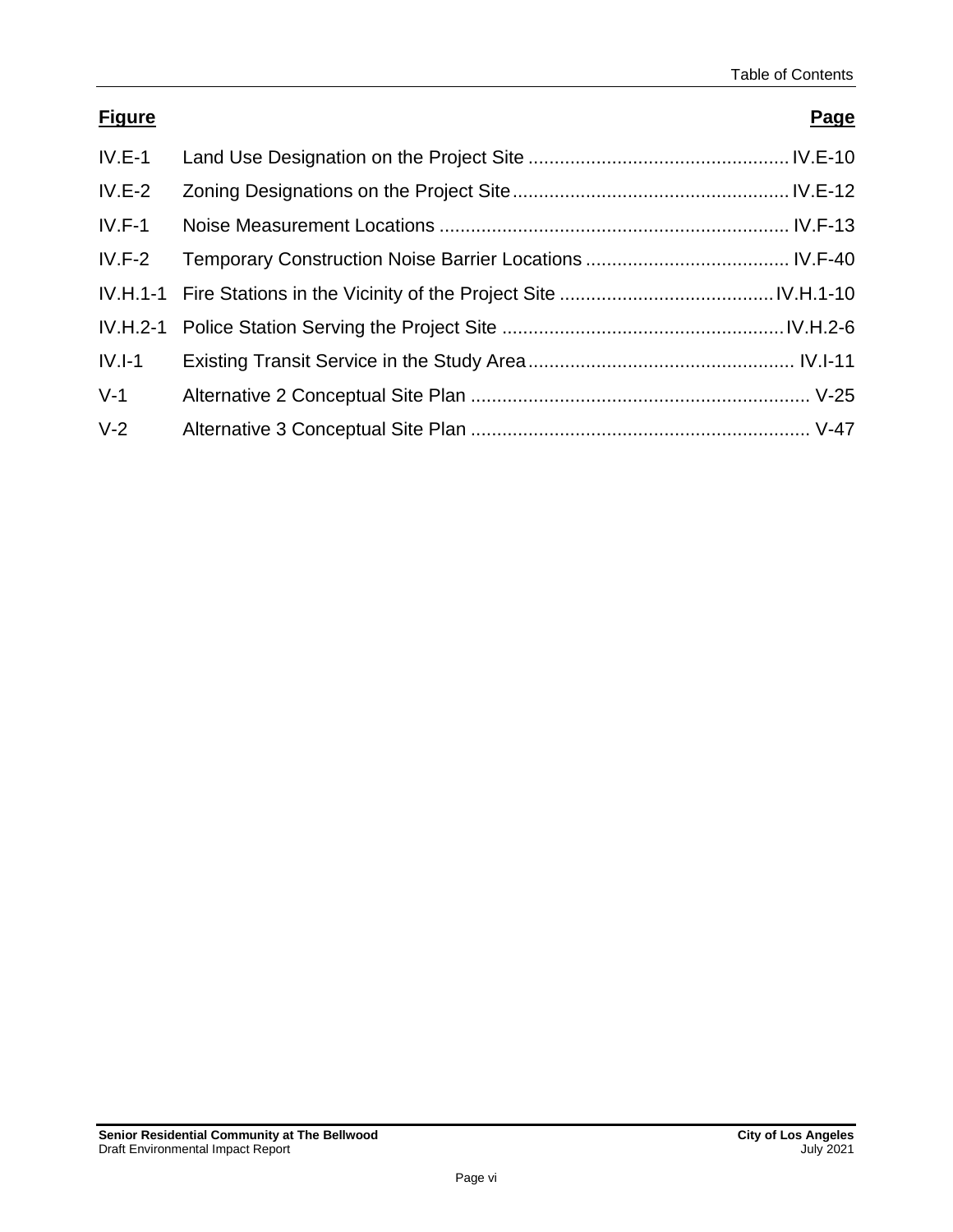| Figure | | Page |
|---|---|---|
| IV.E-1 | Land Use Designation on the Project Site | IV.E-10 |
| IV.E-2 | Zoning Designations on the Project Site | IV.E-12 |
| IV.F-1 | Noise Measurement Locations | IV.F-13 |
| IV.F-2 | Temporary Construction Noise Barrier Locations | IV.F-40 |
| IV.H.1-1 | Fire Stations in the Vicinity of the Project Site | IV.H.1-10 |
| IV.H.2-1 | Police Station Serving the Project Site | IV.H.2-6 |
| IV.I-1 | Existing Transit Service in the Study Area | IV.I-11 |
| V-1 | Alternative 2 Conceptual Site Plan | V-25 |
| V-2 | Alternative 3 Conceptual Site Plan | V-47 |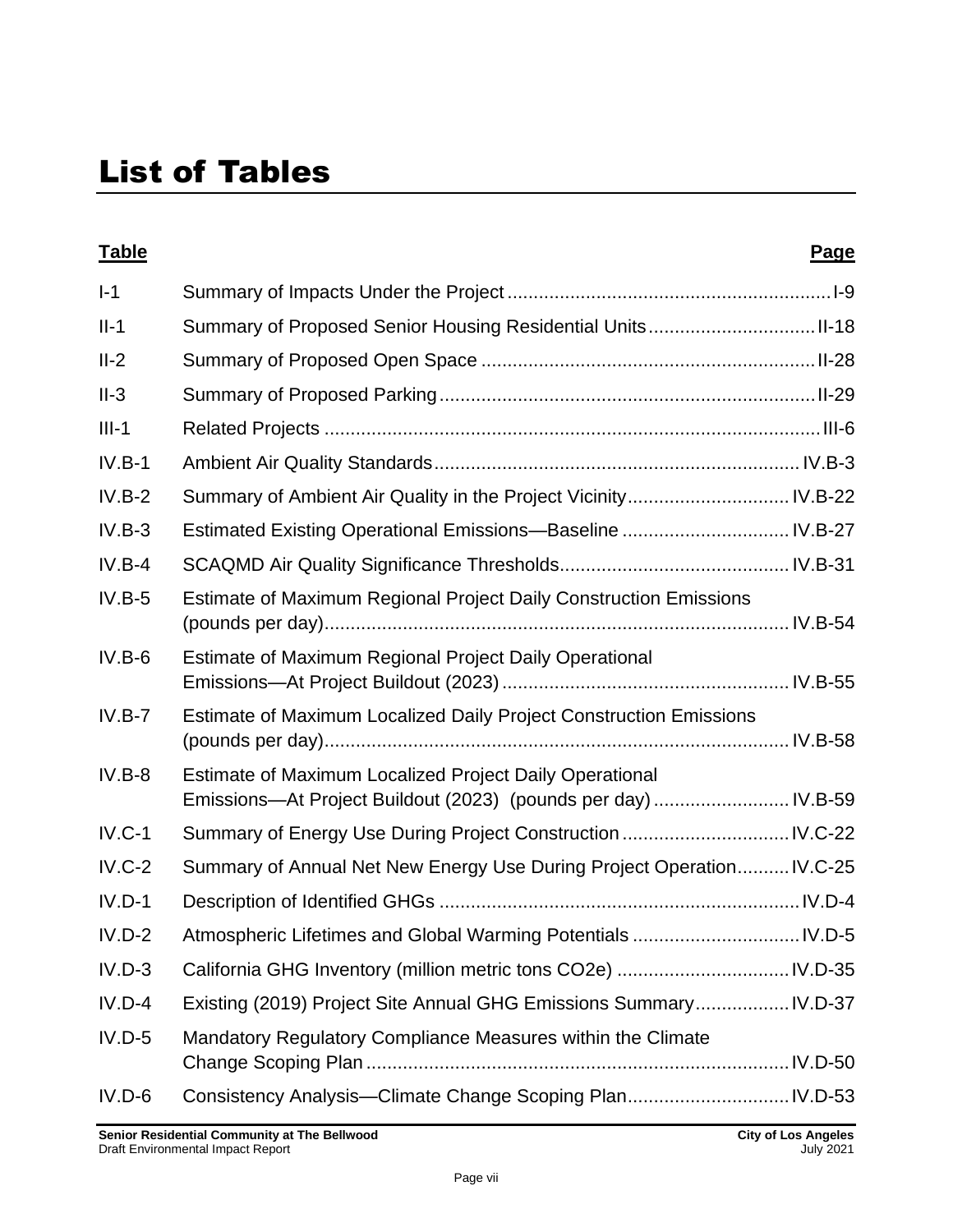# List of Tables

| Table | | Page |
|---|---|---|
| I-1 | Summary of Impacts Under the Project | I-9 |
| II-1 | Summary of Proposed Senior Housing Residential Units | II-18 |
| II-2 | Summary of Proposed Open Space | II-28 |
| II-3 | Summary of Proposed Parking | II-29 |
| III-1 | Related Projects | III-6 |
| IV.B-1 | Ambient Air Quality Standards | IV.B-3 |
| IV.B-2 | Summary of Ambient Air Quality in the Project Vicinity | IV.B-22 |
| IV.B-3 | Estimated Existing Operational Emissions—Baseline | IV.B-27 |
| IV.B-4 | SCAQMD Air Quality Significance Thresholds | IV.B-31 |
| IV.B-5 | Estimate of Maximum Regional Project Daily Construction Emissions (pounds per day) | IV.B-54 |
| IV.B-6 | Estimate of Maximum Regional Project Daily Operational Emissions—At Project Buildout (2023) | IV.B-55 |
| IV.B-7 | Estimate of Maximum Localized Daily Project Construction Emissions (pounds per day) | IV.B-58 |
| IV.B-8 | Estimate of Maximum Localized Project Daily Operational Emissions—At Project Buildout (2023) (pounds per day) | IV.B-59 |
| IV.C-1 | Summary of Energy Use During Project Construction | IV.C-22 |
| IV.C-2 | Summary of Annual Net New Energy Use During Project Operation | IV.C-25 |
| IV.D-1 | Description of Identified GHGs | IV.D-4 |
| IV.D-2 | Atmospheric Lifetimes and Global Warming Potentials | IV.D-5 |
| IV.D-3 | California GHG Inventory (million metric tons $CO_2e$) | IV.D-35 |
| IV.D-4 | Existing (2019) Project Site Annual GHG Emissions Summary | IV.D-37 |
| IV.D-5 | Mandatory Regulatory Compliance Measures within the Climate Change Scoping Plan | IV.D-50 |
| IV.D-6 | Consistency Analysis—Climate Change Scoping Plan | IV.D-53 |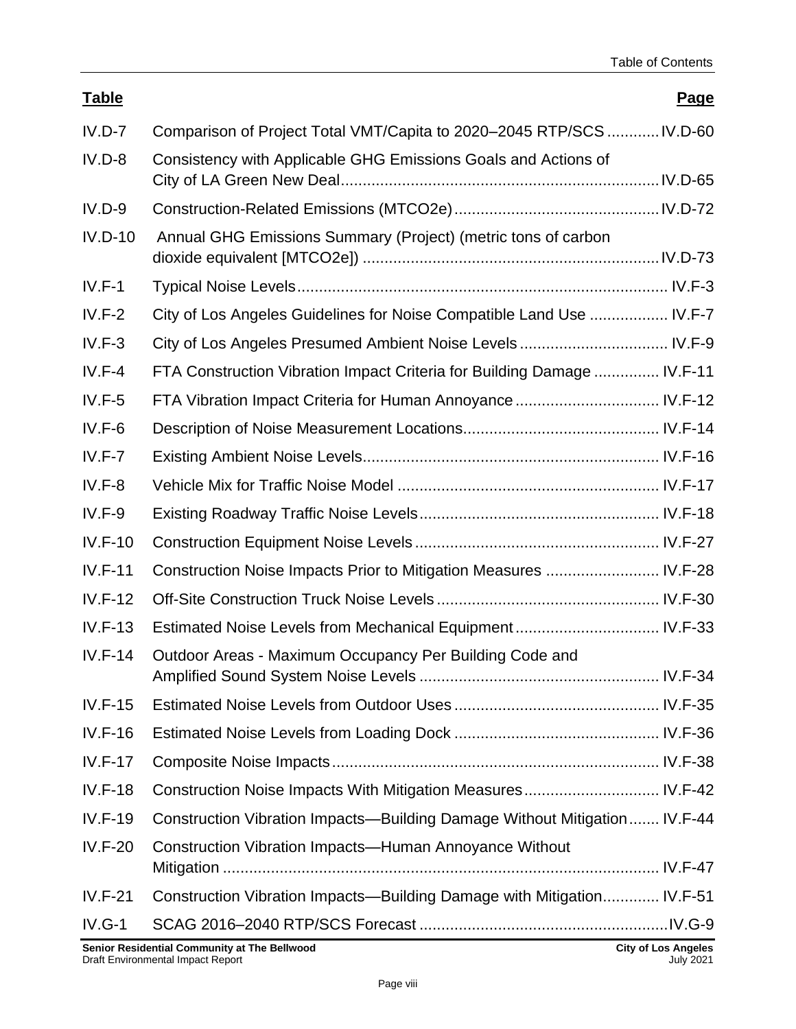| Table | | Page |
|---|---|---|
| IV.D-7 | Comparison of Project Total VMT/Capita to 2020–2045 RTP/SCS | IV.D-60 |
| IV.D-8 | Consistency with Applicable GHG Emissions Goals and Actions of City of LA Green New Deal | IV.D-65 |
| IV.D-9 | Construction-Related Emissions (MTCO2e) | IV.D-72 |
| IV.D-10 | Annual GHG Emissions Summary (Project) (metric tons of carbon dioxide equivalent [MTCO2e]) | IV.D-73 |
| IV.F-1 | Typical Noise Levels | IV.F-3 |
| IV.F-2 | City of Los Angeles Guidelines for Noise Compatible Land Use | IV.F-7 |
| IV.F-3 | City of Los Angeles Presumed Ambient Noise Levels | IV.F-9 |
| IV.F-4 | FTA Construction Vibration Impact Criteria for Building Damage | IV.F-11 |
| IV.F-5 | FTA Vibration Impact Criteria for Human Annoyance | IV.F-12 |
| IV.F-6 | Description of Noise Measurement Locations | IV.F-14 |
| IV.F-7 | Existing Ambient Noise Levels | IV.F-16 |
| IV.F-8 | Vehicle Mix for Traffic Noise Model | IV.F-17 |
| IV.F-9 | Existing Roadway Traffic Noise Levels | IV.F-18 |
| IV.F-10 | Construction Equipment Noise Levels | IV.F-27 |
| IV.F-11 | Construction Noise Impacts Prior to Mitigation Measures | IV.F-28 |
| IV.F-12 | Off-Site Construction Truck Noise Levels | IV.F-30 |
| IV.F-13 | Estimated Noise Levels from Mechanical Equipment | IV.F-33 |
| IV.F-14 | Outdoor Areas - Maximum Occupancy Per Building Code and Amplified Sound System Noise Levels | IV.F-34 |
| IV.F-15 | Estimated Noise Levels from Outdoor Uses | IV.F-35 |
| IV.F-16 | Estimated Noise Levels from Loading Dock | IV.F-36 |
| IV.F-17 | Composite Noise Impacts | IV.F-38 |
| IV.F-18 | Construction Noise Impacts With Mitigation Measures | IV.F-42 |
| IV.F-19 | Construction Vibration Impacts—Building Damage Without Mitigation | IV.F-44 |
| IV.F-20 | Construction Vibration Impacts—Human Annoyance Without Mitigation | IV.F-47 |
| IV.F-21 | Construction Vibration Impacts—Building Damage with Mitigation | IV.F-51 |
| IV.G-1 | SCAG 2016–2040 RTP/SCS Forecast | IV.G-9 |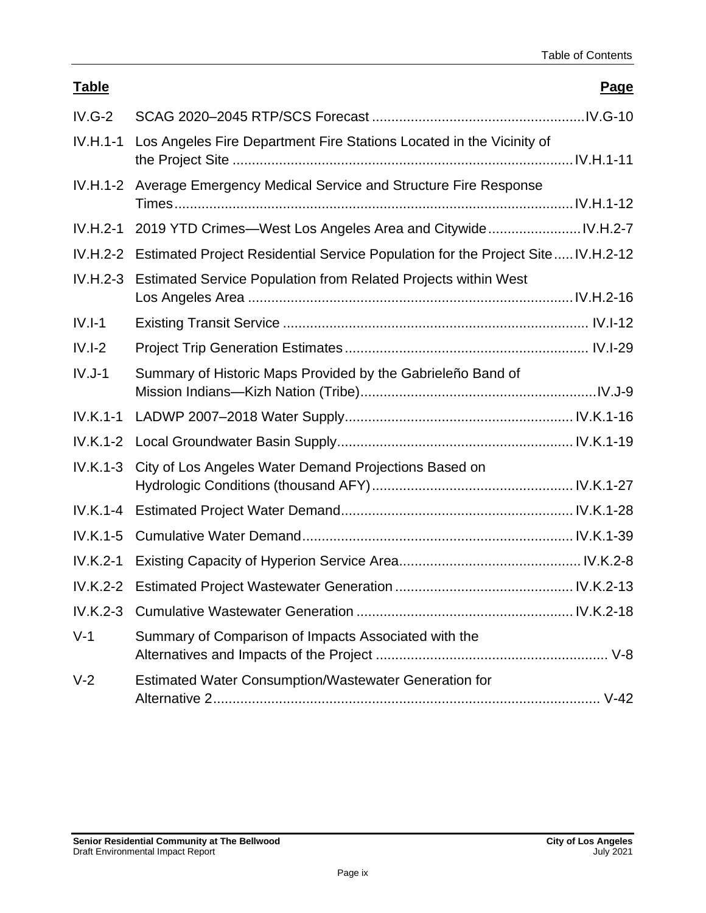| Table | | Page |
|---|---|---|
| IV.G-2 | SCAG 2020–2045 RTP/SCS Forecast | IV.G-10 |
| IV.H.1-1 | Los Angeles Fire Department Fire Stations Located in the Vicinity of the Project Site | IV.H.1-11 |
| IV.H.1-2 | Average Emergency Medical Service and Structure Fire Response Times | IV.H.1-12 |
| IV.H.2-1 | 2019 YTD Crimes—West Los Angeles Area and Citywide | IV.H.2-7 |
| IV.H.2-2 | Estimated Project Residential Service Population for the Project Site | IV.H.2-12 |
| IV.H.2-3 | Estimated Service Population from Related Projects within West Los Angeles Area | IV.H.2-16 |
| IV.I-1 | Existing Transit Service | IV.I-12 |
| IV.I-2 | Project Trip Generation Estimates | IV.I-29 |
| IV.J-1 | Summary of Historic Maps Provided by the Gabrieleño Band of Mission Indians—Kizh Nation (Tribe) | IV.J-9 |
| IV.K.1-1 | LADWP 2007–2018 Water Supply | IV.K.1-16 |
| IV.K.1-2 | Local Groundwater Basin Supply | IV.K.1-19 |
| IV.K.1-3 | City of Los Angeles Water Demand Projections Based on Hydrologic Conditions (thousand AFY) | IV.K.1-27 |
| IV.K.1-4 | Estimated Project Water Demand | IV.K.1-28 |
| IV.K.1-5 | Cumulative Water Demand | IV.K.1-39 |
| IV.K.2-1 | Existing Capacity of Hyperion Service Area | IV.K.2-8 |
| IV.K.2-2 | Estimated Project Wastewater Generation | IV.K.2-13 |
| IV.K.2-3 | Cumulative Wastewater Generation | IV.K.2-18 |
| V-1 | Summary of Comparison of Impacts Associated with the Alternatives and Impacts of the Project | V-8 |
| V-2 | Estimated Water Consumption/Wastewater Generation for Alternative 2 | V-42 |